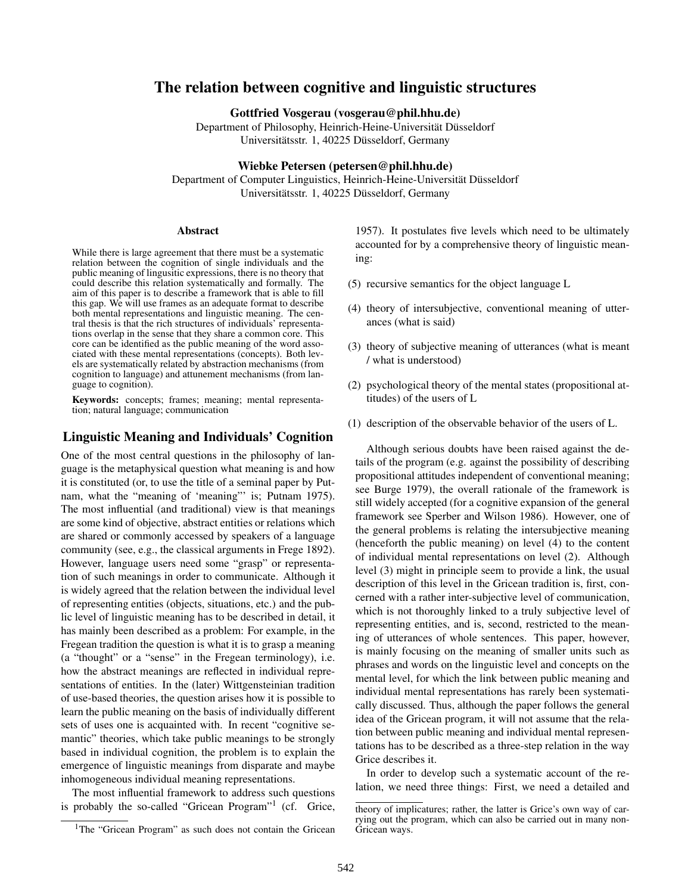# The relation between cognitive and linguistic structures

**Gottfried Vosgerau (vosgerau@phil.hhu.de)**
Department of Philosophy, Heinrich-Heine-Universität Düsseldorf
Universitätsstr. 1, 40225 Düsseldorf, Germany

**Wiebke Petersen (petersen@phil.hhu.de)**
Department of Computer Linguistics, Heinrich-Heine-Universität Düsseldorf
Universitätsstr. 1, 40225 Düsseldorf, Germany

## Abstract

While there is large agreement that there must be a systematic relation between the cognition of single individuals and the public meaning of linguistic expressions, there is no theory that could describe this relation systematically and formally. The aim of this paper is to describe a framework that is able to fill this gap. We will use frames as an adequate format to describe both mental representations and linguistic meaning. The central thesis is that the rich structures of individuals' representations overlap in the sense that they share a common core. This core can be identified as the public meaning of the word associated with these mental representations (concepts). Both levels are systematically related by abstraction mechanisms (from cognition to language) and attunement mechanisms (from language to cognition).

**Keywords:** concepts; frames; meaning; mental representation; natural language; communication

## Linguistic Meaning and Individuals' Cognition

One of the most central questions in the philosophy of language is the metaphysical question what meaning is and how it is constituted (or, to use the title of a seminal paper by Putnam, what the "meaning of 'meaning"' is; Putnam 1975). The most influential (and traditional) view is that meanings are some kind of objective, abstract entities or relations which are shared or commonly accessed by speakers of a language community (see, e.g., the classical arguments in Frege 1892). However, language users need some "grasp" or representation of such meanings in order to communicate. Although it is widely agreed that the relation between the individual level of representing entities (objects, situations, etc.) and the public level of linguistic meaning has to be described in detail, it has mainly been described as a problem: For example, in the Fregean tradition the question is what it is to grasp a meaning (a "thought" or a "sense" in the Fregean terminology), i.e. how the abstract meanings are reflected in individual representations of entities. In the (later) Wittgensteinian tradition of use-based theories, the question arises how it is possible to learn the public meaning on the basis of individually different sets of uses one is acquainted with. In recent "cognitive semantic" theories, which take public meanings to be strongly based in individual cognition, the problem is to explain the emergence of linguistic meanings from disparate and maybe inhomogeneous individual meaning representations.

The most influential framework to address such questions is probably the so-called "Gricean Program"[1] (cf. Grice, 1957). It postulates five levels which need to be ultimately accounted for by a comprehensive theory of linguistic meaning:

(5) recursive semantics for the object language L

(4) theory of intersubjective, conventional meaning of utterances (what is said)

(3) theory of subjective meaning of utterances (what is meant / what is understood)

(2) psychological theory of the mental states (propositional attitudes) of the users of L

(1) description of the observable behavior of the users of L.

Although serious doubts have been raised against the details of the program (e.g. against the possibility of describing propositional attitudes independent of conventional meaning; see Burge 1979), the overall rationale of the framework is still widely accepted (for a cognitive expansion of the general framework see Sperber and Wilson 1986). However, one of the general problems is relating the intersubjective meaning (henceforth the public meaning) on level (4) to the content of individual mental representations on level (2). Although level (3) might in principle seem to provide a link, the usual description of this level in the Gricean tradition is, first, concerned with a rather inter-subjective level of communication, which is not thoroughly linked to a truly subjective level of representing entities, and is, second, restricted to the meaning of utterances of whole sentences. This paper, however, is mainly focusing on the meaning of smaller units such as phrases and words on the linguistic level and concepts on the mental level, for which the link between public meaning and individual mental representations has rarely been systematically discussed. Thus, although the paper follows the general idea of the Gricean program, it will not assume that the relation between public meaning and individual mental representations has to be described as a three-step relation in the way Grice describes it.

In order to develop such a systematic account of the relation, we need three things: First, we need a detailed and

[1] The "Gricean Program" as such does not contain the Gricean theory of implicatures; rather, the latter is Grice's own way of carrying out the program, which can also be carried out in many non-Gricean ways.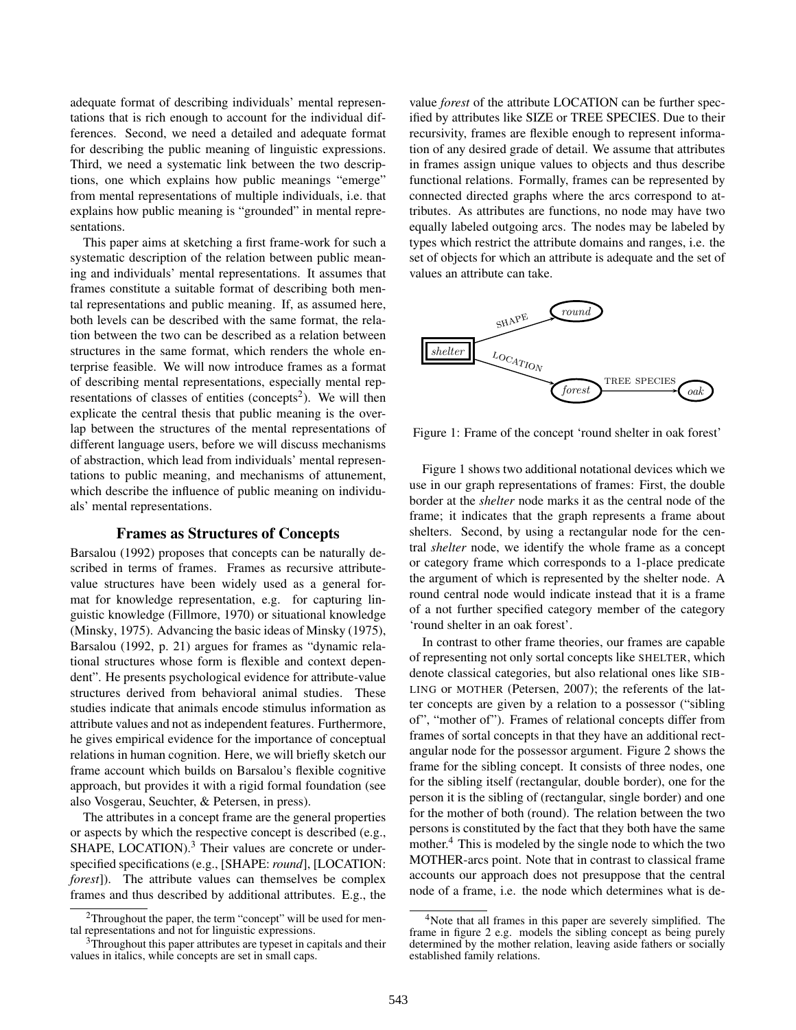adequate format of describing individuals' mental representations that is rich enough to account for the individual differences. Second, we need a detailed and adequate format for describing the public meaning of linguistic expressions. Third, we need a systematic link between the two descriptions, one which explains how public meanings "emerge" from mental representations of multiple individuals, i.e. that explains how public meaning is "grounded" in mental representations.

This paper aims at sketching a first frame-work for such a systematic description of the relation between public meaning and individuals' mental representations. It assumes that frames constitute a suitable format of describing both mental representations and public meaning. If, as assumed here, both levels can be described with the same format, the relation between the two can be described as a relation between structures in the same format, which renders the whole enterprise feasible. We will now introduce frames as a format of describing mental representations, especially mental representations of classes of entities (concepts[2]). We will then explicate the central thesis that public meaning is the overlap between the structures of the mental representations of different language users, before we will discuss mechanisms of abstraction, which lead from individuals' mental representations to public meaning, and mechanisms of attunement, which describe the influence of public meaning on individuals' mental representations.

## Frames as Structures of Concepts

Barsalou (1992) proposes that concepts can be naturally described in terms of frames. Frames as recursive attribute-value structures have been widely used as a general format for knowledge representation, e.g. for capturing linguistic knowledge (Fillmore, 1970) or situational knowledge (Minsky, 1975). Advancing the basic ideas of Minsky (1975), Barsalou (1992, p. 21) argues for frames as "dynamic relational structures whose form is flexible and context dependent". He presents psychological evidence for attribute-value structures derived from behavioral animal studies. These studies indicate that animals encode stimulus information as attribute values and not as independent features. Furthermore, he gives empirical evidence for the importance of conceptual relations in human cognition. Here, we will briefly sketch our frame account which builds on Barsalou's flexible cognitive approach, but provides it with a rigid formal foundation (see also Vosgerau, Seuchter, & Petersen, in press).

The attributes in a concept frame are the general properties or aspects by which the respective concept is described (e.g., SHAPE, LOCATION).[3] Their values are concrete or underspecified specifications (e.g., [SHAPE: *round*], [LOCATION: *forest*]). The attribute values can themselves be complex frames and thus described by additional attributes. E.g., the value *forest* of the attribute LOCATION can be further specified by attributes like SIZE or TREE SPECIES. Due to their recursivity, frames are flexible enough to represent information of any desired grade of detail. We assume that attributes in frames assign unique values to objects and thus describe functional relations. Formally, frames can be represented by connected directed graphs where the arcs correspond to attributes. As attributes are functions, no node may have two equally labeled outgoing arcs. The nodes may be labeled by types which restrict the attribute domains and ranges, i.e. the set of objects for which an attribute is adequate and the set of values an attribute can take.

Figure 1: Frame of the concept 'round shelter in oak forest'

Figure 1 shows two additional notational devices which we use in our graph representations of frames: First, the double border at the *shelter* node marks it as the central node of the frame; it indicates that the graph represents a frame about shelters. Second, by using a rectangular node for the central *shelter* node, we identify the whole frame as a concept or category frame which corresponds to a 1-place predicate the argument of which is represented by the shelter node. A round central node would indicate instead that it is a frame of a not further specified category member of the category 'round shelter in an oak forest'.

In contrast to other frame theories, our frames are capable of representing not only sortal concepts like SHELTER, which denote classical categories, but also relational ones like SIBLING or MOTHER (Petersen, 2007); the referents of the latter concepts are given by a relation to a possessor ("sibling of", "mother of"). Frames of relational concepts differ from frames of sortal concepts in that they have an additional rectangular node for the possessor argument. Figure 2 shows the frame for the sibling concept. It consists of three nodes, one for the sibling itself (rectangular, double border), one for the person it is the sibling of (rectangular, single border) and one for the mother of both (round). The relation between the two persons is constituted by the fact that they both have the same mother.[4] This is modeled by the single node to which the two MOTHER-arcs point. Note that in contrast to classical frame accounts our approach does not presuppose that the central node of a frame, i.e. the node which determines what is de-

[2] Throughout the paper, the term "concept" will be used for mental representations and not for linguistic expressions.

[3] Throughout this paper attributes are typeset in capitals and their values in italics, while concepts are set in small caps.

[4] Note that all frames in this paper are severely simplified. The frame in figure 2 e.g. models the sibling concept as being purely determined by the mother relation, leaving aside fathers or socially established family relations.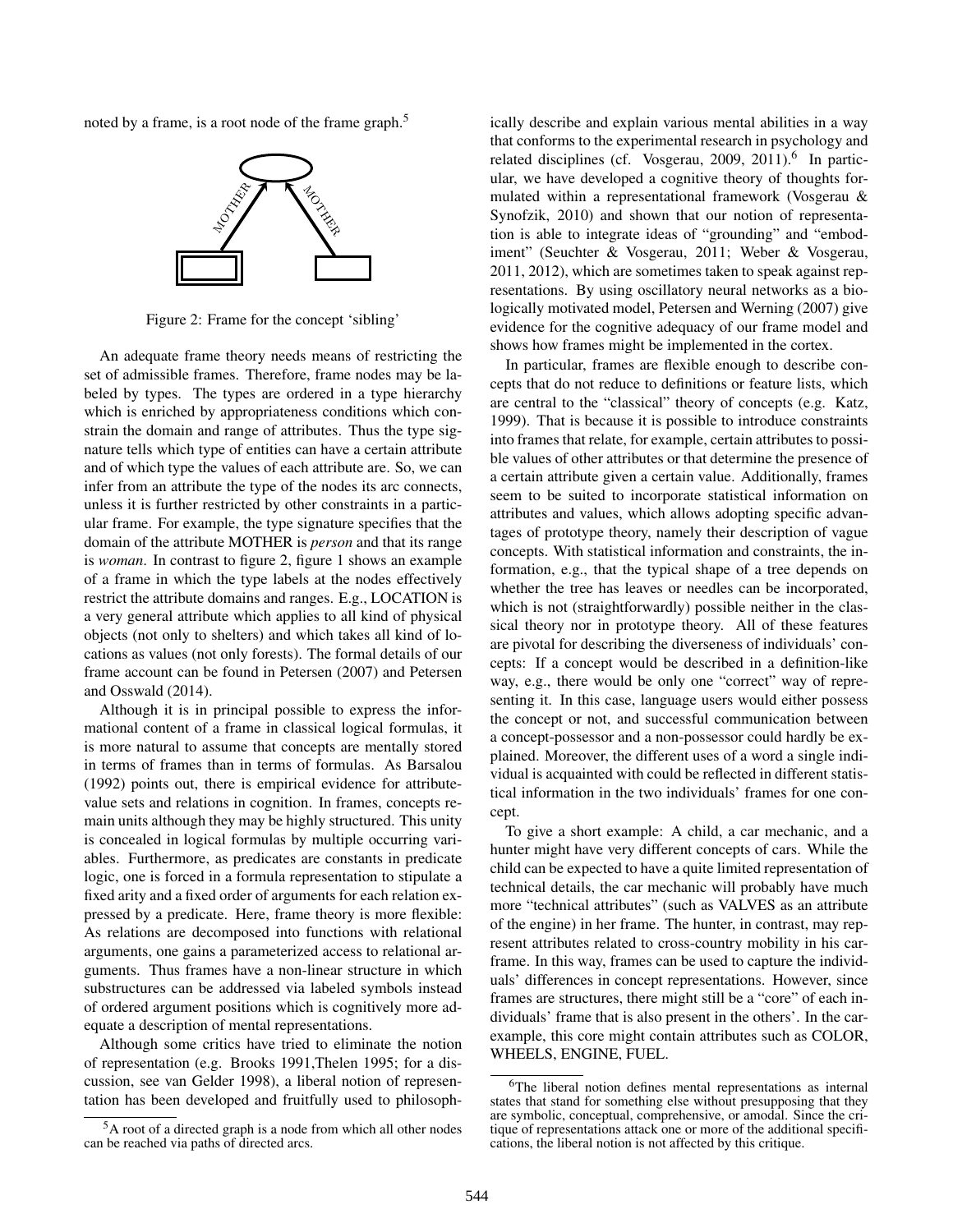noted by a frame, is a root node of the frame graph.[5]

Figure 2: Frame for the concept 'sibling'

An adequate frame theory needs means of restricting the set of admissible frames. Therefore, frame nodes may be labeled by types. The types are ordered in a type hierarchy which is enriched by appropriateness conditions which constrain the domain and range of attributes. Thus the type signature tells which type of entities can have a certain attribute and of which type the values of each attribute are. So, we can infer from an attribute the type of the nodes its arc connects, unless it is further restricted by other constraints in a particular frame. For example, the type signature specifies that the domain of the attribute MOTHER is *person* and that its range is *woman*. In contrast to figure 2, figure 1 shows an example of a frame in which the type labels at the nodes effectively restrict the attribute domains and ranges. E.g., LOCATION is a very general attribute which applies to all kind of physical objects (not only to shelters) and which takes all kind of locations as values (not only forests). The formal details of our frame account can be found in Petersen (2007) and Petersen and Osswald (2014).

Although it is in principal possible to express the informational content of a frame in classical logical formulas, it is more natural to assume that concepts are mentally stored in terms of frames than in terms of formulas. As Barsalou (1992) points out, there is empirical evidence for attribute-value sets and relations in cognition. In frames, concepts remain units although they may be highly structured. This unity is concealed in logical formulas by multiple occurring variables. Furthermore, as predicates are constants in predicate logic, one is forced in a formula representation to stipulate a fixed arity and a fixed order of arguments for each relation expressed by a predicate. Here, frame theory is more flexible: As relations are decomposed into functions with relational arguments, one gains a parameterized access to relational arguments. Thus frames have a non-linear structure in which substructures can be addressed via labeled symbols instead of ordered argument positions which is cognitively more adequate a description of mental representations.

Although some critics have tried to eliminate the notion of representation (e.g. Brooks 1991,Thelen 1995; for a discussion, see van Gelder 1998), a liberal notion of representation has been developed and fruitfully used to philosophically describe and explain various mental abilities in a way that conforms to the experimental research in psychology and related disciplines (cf. Vosgerau, 2009, 2011).[6] In particular, we have developed a cognitive theory of thoughts formulated within a representational framework (Vosgerau & Synofzik, 2010) and shown that our notion of representation is able to integrate ideas of "grounding" and "embodiment" (Seuchter & Vosgerau, 2011; Weber & Vosgerau, 2011, 2012), which are sometimes taken to speak against representations. By using oscillatory neural networks as a biologically motivated model, Petersen and Werning (2007) give evidence for the cognitive adequacy of our frame model and shows how frames might be implemented in the cortex.

In particular, frames are flexible enough to describe concepts that do not reduce to definitions or feature lists, which are central to the "classical" theory of concepts (e.g. Katz, 1999). That is because it is possible to introduce constraints into frames that relate, for example, certain attributes to possible values of other attributes or that determine the presence of a certain attribute given a certain value. Additionally, frames seem to be suited to incorporate statistical information on attributes and values, which allows adopting specific advantages of prototype theory, namely their description of vague concepts. With statistical information and constraints, the information, e.g., that the typical shape of a tree depends on whether the tree has leaves or needles can be incorporated, which is not (straightforwardly) possible neither in the classical theory nor in prototype theory. All of these features are pivotal for describing the diverseness of individuals' concepts: If a concept would be described in a definition-like way, e.g., there would be only one "correct" way of representing it. In this case, language users would either possess the concept or not, and successful communication between a concept-possessor and a non-possessor could hardly be explained. Moreover, the different uses of a word a single individual is acquainted with could be reflected in different statistical information in the two individuals' frames for one concept.

To give a short example: A child, a car mechanic, and a hunter might have very different concepts of cars. While the child can be expected to have a quite limited representation of technical details, the car mechanic will probably have much more "technical attributes" (such as VALVES as an attribute of the engine) in her frame. The hunter, in contrast, may represent attributes related to cross-country mobility in his car-frame. In this way, frames can be used to capture the individuals' differences in concept representations. However, since frames are structures, there might still be a "core" of each individuals' frame that is also present in the others'. In the car-example, this core might contain attributes such as COLOR, WHEELS, ENGINE, FUEL.

[5] A root of a directed graph is a node from which all other nodes can be reached via paths of directed arcs.

[6] The liberal notion defines mental representations as internal states that stand for something else without presupposing that they are symbolic, conceptual, comprehensive, or amodal. Since the critique of representations attack one or more of the additional specifications, the liberal notion is not affected by this critique.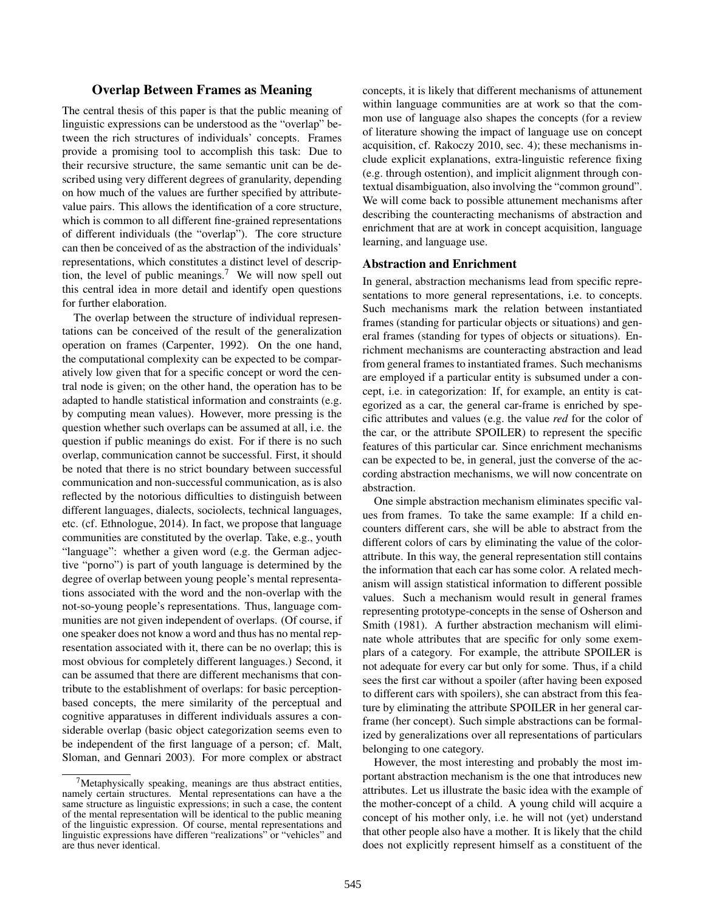## Overlap Between Frames as Meaning

The central thesis of this paper is that the public meaning of linguistic expressions can be understood as the "overlap" between the rich structures of individuals' concepts. Frames provide a promising tool to accomplish this task: Due to their recursive structure, the same semantic unit can be described using very different degrees of granularity, depending on how much of the values are further specified by attribute-value pairs. This allows the identification of a core structure, which is common to all different fine-grained representations of different individuals (the "overlap"). The core structure can then be conceived of as the abstraction of the individuals' representations, which constitutes a distinct level of description, the level of public meanings.[7] We will now spell out this central idea in more detail and identify open questions for further elaboration.

The overlap between the structure of individual representations can be conceived of the result of the generalization operation on frames (Carpenter, 1992). On the one hand, the computational complexity can be expected to be comparatively low given that for a specific concept or word the central node is given; on the other hand, the operation has to be adapted to handle statistical information and constraints (e.g. by computing mean values). However, more pressing is the question whether such overlaps can be assumed at all, i.e. the question if public meanings do exist. For if there is no such overlap, communication cannot be successful. First, it should be noted that there is no strict boundary between successful communication and non-successful communication, as is also reflected by the notorious difficulties to distinguish between different languages, dialects, sociolects, technical languages, etc. (cf. Ethnologue, 2014). In fact, we propose that language communities are constituted by the overlap. Take, e.g., youth "language": whether a given word (e.g. the German adjective "porno") is part of youth language is determined by the degree of overlap between young people's mental representations associated with the word and the non-overlap with the not-so-young people's representations. Thus, language communities are not given independent of overlaps. (Of course, if one speaker does not know a word and thus has no mental representation associated with it, there can be no overlap; this is most obvious for completely different languages.) Second, it can be assumed that there are different mechanisms that contribute to the establishment of overlaps: for basic perception-based concepts, the mere similarity of the perceptual and cognitive apparatuses in different individuals assures a considerable overlap (basic object categorization seems even to be independent of the first language of a person; cf. Malt, Sloman, and Gennari 2003). For more complex or abstract concepts, it is likely that different mechanisms of attunement within language communities are at work so that the common use of language also shapes the concepts (for a review of literature showing the impact of language use on concept acquisition, cf. Rakoczy 2010, sec. 4); these mechanisms include explicit explanations, extra-linguistic reference fixing (e.g. through ostention), and implicit alignment through contextual disambiguation, also involving the "common ground". We will come back to possible attunement mechanisms after describing the counteracting mechanisms of abstraction and enrichment that are at work in concept acquisition, language learning, and language use.

[7] Metaphysically speaking, meanings are thus abstract entities, namely certain structures. Mental representations can have a the same structure as linguistic expressions; in such a case, the content of the mental representation will be identical to the public meaning of the linguistic expression. Of course, mental representations and linguistic expressions have differen "realizations" or "vehicles" and are thus never identical.

### Abstraction and Enrichment

In general, abstraction mechanisms lead from specific representations to more general representations, i.e. to concepts. Such mechanisms mark the relation between instantiated frames (standing for particular objects or situations) and general frames (standing for types of objects or situations). Enrichment mechanisms are counteracting abstraction and lead from general frames to instantiated frames. Such mechanisms are employed if a particular entity is subsumed under a concept, i.e. in categorization: If, for example, an entity is categorized as a car, the general car-frame is enriched by specific attributes and values (e.g. the value *red* for the color of the car, or the attribute SPOILER) to represent the specific features of this particular car. Since enrichment mechanisms can be expected to be, in general, just the converse of the according abstraction mechanisms, we will now concentrate on abstraction.

One simple abstraction mechanism eliminates specific values from frames. To take the same example: If a child encounters different cars, she will be able to abstract from the different colors of cars by eliminating the value of the color-attribute. In this way, the general representation still contains the information that each car has some color. A related mechanism will assign statistical information to different possible values. Such a mechanism would result in general frames representing prototype-concepts in the sense of Osherson and Smith (1981). A further abstraction mechanism will eliminate whole attributes that are specific for only some exemplars of a category. For example, the attribute SPOILER is not adequate for every car but only for some. Thus, if a child sees the first car without a spoiler (after having been exposed to different cars with spoilers), she can abstract from this feature by eliminating the attribute SPOILER in her general car-frame (her concept). Such simple abstractions can be formalized by generalizations over all representations of particulars belonging to one category.

However, the most interesting and probably the most important abstraction mechanism is the one that introduces new attributes. Let us illustrate the basic idea with the example of the mother-concept of a child. A young child will acquire a concept of his mother only, i.e. he will not (yet) understand that other people also have a mother. It is likely that the child does not explicitly represent himself as a constituent of the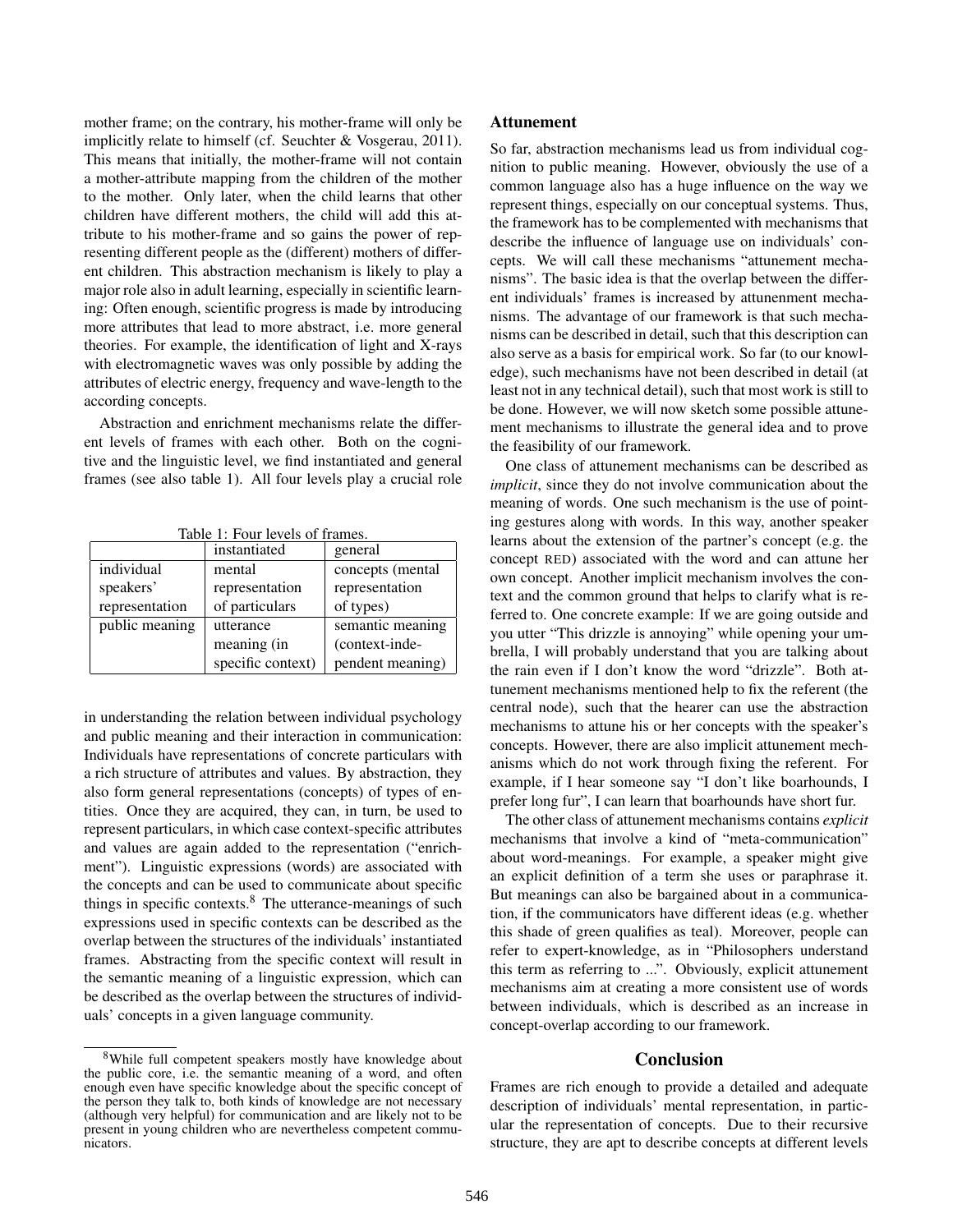mother frame; on the contrary, his mother-frame will only be implicitly relate to himself (cf. Seuchter & Vosgerau, 2011). This means that initially, the mother-frame will not contain a mother-attribute mapping from the children of the mother to the mother. Only later, when the child learns that other children have different mothers, the child will add this attribute to his mother-frame and so gains the power of representing different people as the (different) mothers of different children. This abstraction mechanism is likely to play a major role also in adult learning, especially in scientific learning: Often enough, scientific progress is made by introducing more attributes that lead to more abstract, i.e. more general theories. For example, the identification of light and X-rays with electromagnetic waves was only possible by adding the attributes of electric energy, frequency and wave-length to the according concepts.

Abstraction and enrichment mechanisms relate the different levels of frames with each other. Both on the cognitive and the linguistic level, we find instantiated and general frames (see also table 1). All four levels play a crucial role in understanding the relation between individual psychology and public meaning and their interaction in communication: Individuals have representations of concrete particulars with a rich structure of attributes and values. By abstraction, they also form general representations (concepts) of types of entities. Once they are acquired, they can, in turn, be used to represent particulars, in which case context-specific attributes and values are again added to the representation ("enrichment"). Linguistic expressions (words) are associated with the concepts and can be used to communicate about specific things in specific contexts.[8] The utterance-meanings of such expressions used in specific contexts can be described as the overlap between the structures of the individuals' instantiated frames. Abstracting from the specific context will result in the semantic meaning of a linguistic expression, which can be described as the overlap between the structures of individuals' concepts in a given language community.

Table 1: Four levels of frames.

| | instantiated | general |
|---|---|---|
| individual speakers' representation | mental representation of particulars | concepts (mental representation of types) |
| public meaning | utterance meaning (in specific context) | semantic meaning (context-independent meaning) |

[8]While full competent speakers mostly have knowledge about the public core, i.e. the semantic meaning of a word, and often enough even have specific knowledge about the specific concept of the person they talk to, both kinds of knowledge are not necessary (although very helpful) for communication and are likely not to be present in young children who are nevertheless competent communicators.

## Attunement

So far, abstraction mechanisms lead us from individual cognition to public meaning. However, obviously the use of a common language also has a huge influence on the way we represent things, especially on our conceptual systems. Thus, the framework has to be complemented with mechanisms that describe the influence of language use on individuals' concepts. We will call these mechanisms "attunement mechanisms". The basic idea is that the overlap between the different individuals' frames is increased by attunenment mechanisms. The advantage of our framework is that such mechanisms can be described in detail, such that this description can also serve as a basis for empirical work. So far (to our knowledge), such mechanisms have not been described in detail (at least not in any technical detail), such that most work is still to be done. However, we will now sketch some possible attunement mechanisms to illustrate the general idea and to prove the feasibility of our framework.

One class of attunement mechanisms can be described as *implicit*, since they do not involve communication about the meaning of words. One such mechanism is the use of pointing gestures along with words. In this way, another speaker learns about the extension of the partner's concept (e.g. the concept RED) associated with the word and can attune her own concept. Another implicit mechanism involves the context and the common ground that helps to clarify what is referred to. One concrete example: If we are going outside and you utter "This drizzle is annoying" while opening your umbrella, I will probably understand that you are talking about the rain even if I don't know the word "drizzle". Both attunement mechanisms mentioned help to fix the referent (the central node), such that the hearer can use the abstraction mechanisms to attune his or her concepts with the speaker's concepts. However, there are also implicit attunement mechanisms which do not work through fixing the referent. For example, if I hear someone say "I don't like boarhounds, I prefer long fur", I can learn that boarhounds have short fur.

The other class of attunement mechanisms contains *explicit* mechanisms that involve a kind of "meta-communication" about word-meanings. For example, a speaker might give an explicit definition of a term she uses or paraphrase it. But meanings can also be bargained about in a communication, if the communicators have different ideas (e.g. whether this shade of green qualifies as teal). Moreover, people can refer to expert-knowledge, as in "Philosophers understand this term as referring to ...". Obviously, explicit attunement mechanisms aim at creating a more consistent use of words between individuals, which is described as an increase in concept-overlap according to our framework.

## Conclusion

Frames are rich enough to provide a detailed and adequate description of individuals' mental representation, in particular the representation of concepts. Due to their recursive structure, they are apt to describe concepts at different levels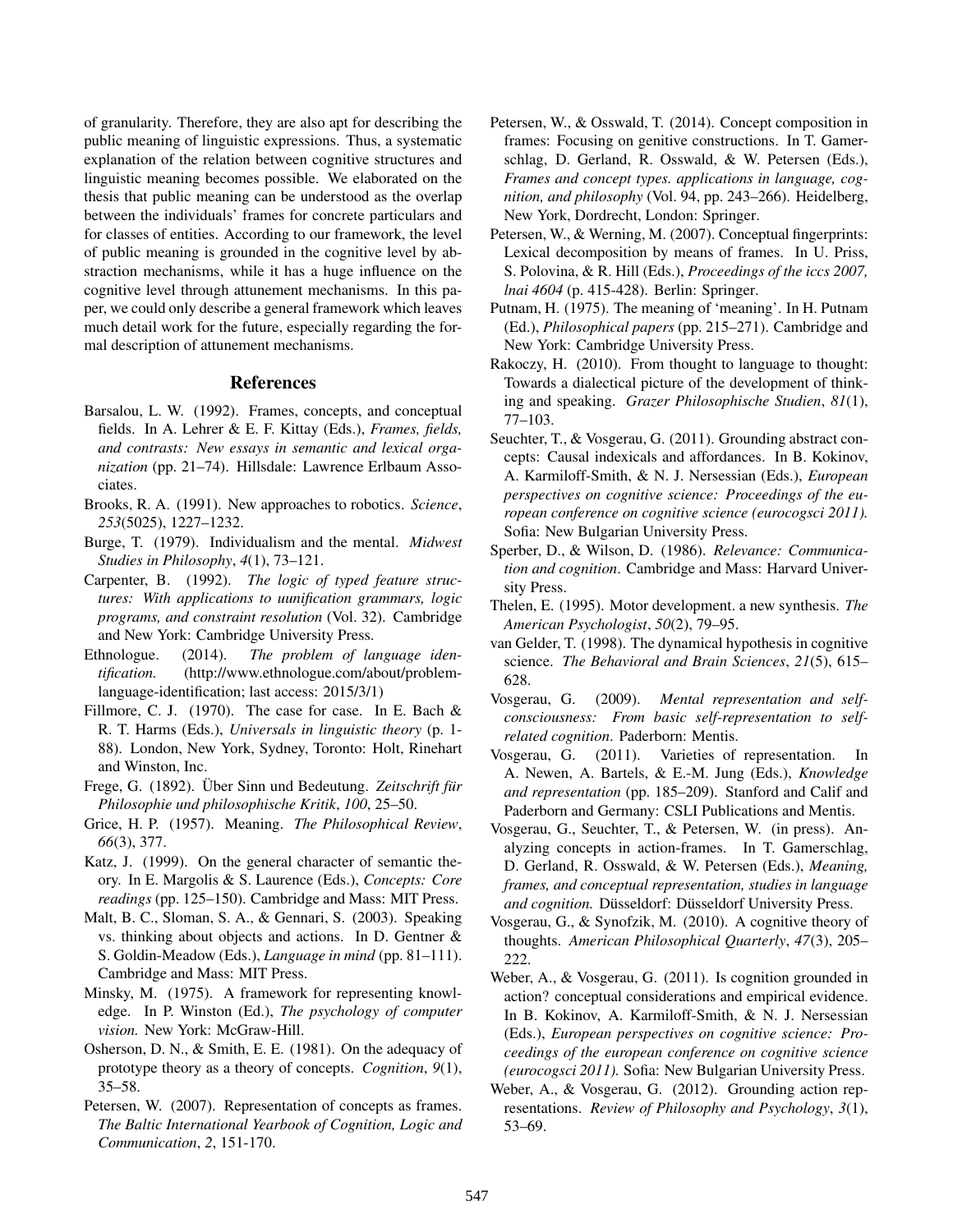of granularity. Therefore, they are also apt for describing the public meaning of linguistic expressions. Thus, a systematic explanation of the relation between cognitive structures and linguistic meaning becomes possible. We elaborated on the thesis that public meaning can be understood as the overlap between the individuals' frames for concrete particulars and for classes of entities. According to our framework, the level of public meaning is grounded in the cognitive level by abstraction mechanisms, while it has a huge influence on the cognitive level through attunement mechanisms. In this paper, we could only describe a general framework which leaves much detail work for the future, especially regarding the formal description of attunement mechanisms.

## References

Barsalou, L. W. (1992). Frames, concepts, and conceptual fields. In A. Lehrer & E. F. Kittay (Eds.), *Frames, fields, and contrasts: New essays in semantic and lexical organization* (pp. 21–74). Hillsdale: Lawrence Erlbaum Associates.

Brooks, R. A. (1991). New approaches to robotics. *Science*, *253*(5025), 1227–1232.

Burge, T. (1979). Individualism and the mental. *Midwest Studies in Philosophy*, *4*(1), 73–121.

Carpenter, B. (1992). *The logic of typed feature structures: With applications to uunification grammars, logic programs, and constraint resolution* (Vol. 32). Cambridge and New York: Cambridge University Press.

Ethnologue. (2014). *The problem of language identification.* (http://www.ethnologue.com/about/problem-language-identification; last access: 2015/3/1)

Fillmore, C. J. (1970). The case for case. In E. Bach & R. T. Harms (Eds.), *Universals in linguistic theory* (p. 1-88). London, New York, Sydney, Toronto: Holt, Rinehart and Winston, Inc.

Frege, G. (1892). Über Sinn und Bedeutung. *Zeitschrift für Philosophie und philosophische Kritik*, *100*, 25–50.

Grice, H. P. (1957). Meaning. *The Philosophical Review*, *66*(3), 377.

Katz, J. (1999). On the general character of semantic theory. In E. Margolis & S. Laurence (Eds.), *Concepts: Core readings* (pp. 125–150). Cambridge and Mass: MIT Press.

Malt, B. C., Sloman, S. A., & Gennari, S. (2003). Speaking vs. thinking about objects and actions. In D. Gentner & S. Goldin-Meadow (Eds.), *Language in mind* (pp. 81–111). Cambridge and Mass: MIT Press.

Minsky, M. (1975). A framework for representing knowledge. In P. Winston (Ed.), *The psychology of computer vision.* New York: McGraw-Hill.

Osherson, D. N., & Smith, E. E. (1981). On the adequacy of prototype theory as a theory of concepts. *Cognition*, *9*(1), 35–58.

Petersen, W. (2007). Representation of concepts as frames. *The Baltic International Yearbook of Cognition, Logic and Communication*, *2*, 151-170.

Petersen, W., & Osswald, T. (2014). Concept composition in frames: Focusing on genitive constructions. In T. Gamerschlag, D. Gerland, R. Osswald, & W. Petersen (Eds.), *Frames and concept types. applications in language, cognition, and philosophy* (Vol. 94, pp. 243–266). Heidelberg, New York, Dordrecht, London: Springer.

Petersen, W., & Werning, M. (2007). Conceptual fingerprints: Lexical decomposition by means of frames. In U. Priss, S. Polovina, & R. Hill (Eds.), *Proceedings of the iccs 2007, lnai 4604* (p. 415-428). Berlin: Springer.

Putnam, H. (1975). The meaning of 'meaning'. In H. Putnam (Ed.), *Philosophical papers* (pp. 215–271). Cambridge and New York: Cambridge University Press.

Rakoczy, H. (2010). From thought to language to thought: Towards a dialectical picture of the development of thinking and speaking. *Grazer Philosophische Studien*, *81*(1), 77–103.

Seuchter, T., & Vosgerau, G. (2011). Grounding abstract concepts: Causal indexicals and affordances. In B. Kokinov, A. Karmiloff-Smith, & N. J. Nersessian (Eds.), *European perspectives on cognitive science: Proceedings of the european conference on cognitive science (eurocogsci 2011).* Sofia: New Bulgarian University Press.

Sperber, D., & Wilson, D. (1986). *Relevance: Communication and cognition*. Cambridge and Mass: Harvard University Press.

Thelen, E. (1995). Motor development. a new synthesis. *The American Psychologist*, *50*(2), 79–95.

van Gelder, T. (1998). The dynamical hypothesis in cognitive science. *The Behavioral and Brain Sciences*, *21*(5), 615–628.

Vosgerau, G. (2009). *Mental representation and self-consciousness: From basic self-representation to self-related cognition*. Paderborn: Mentis.

Vosgerau, G. (2011). Varieties of representation. In A. Newen, A. Bartels, & E.-M. Jung (Eds.), *Knowledge and representation* (pp. 185–209). Stanford and Calif and Paderborn and Germany: CSLI Publications and Mentis.

Vosgerau, G., Seuchter, T., & Petersen, W. (in press). Analyzing concepts in action-frames. In T. Gamerschlag, D. Gerland, R. Osswald, & W. Petersen (Eds.), *Meaning, frames, and conceptual representation, studies in language and cognition.* Düsseldorf: Düsseldorf University Press.

Vosgerau, G., & Synofzik, M. (2010). A cognitive theory of thoughts. *American Philosophical Quarterly*, *47*(3), 205–222.

Weber, A., & Vosgerau, G. (2011). Is cognition grounded in action? conceptual considerations and empirical evidence. In B. Kokinov, A. Karmiloff-Smith, & N. J. Nersessian (Eds.), *European perspectives on cognitive science: Proceedings of the european conference on cognitive science (eurocogsci 2011).* Sofia: New Bulgarian University Press.

Weber, A., & Vosgerau, G. (2012). Grounding action representations. *Review of Philosophy and Psychology*, *3*(1), 53–69.